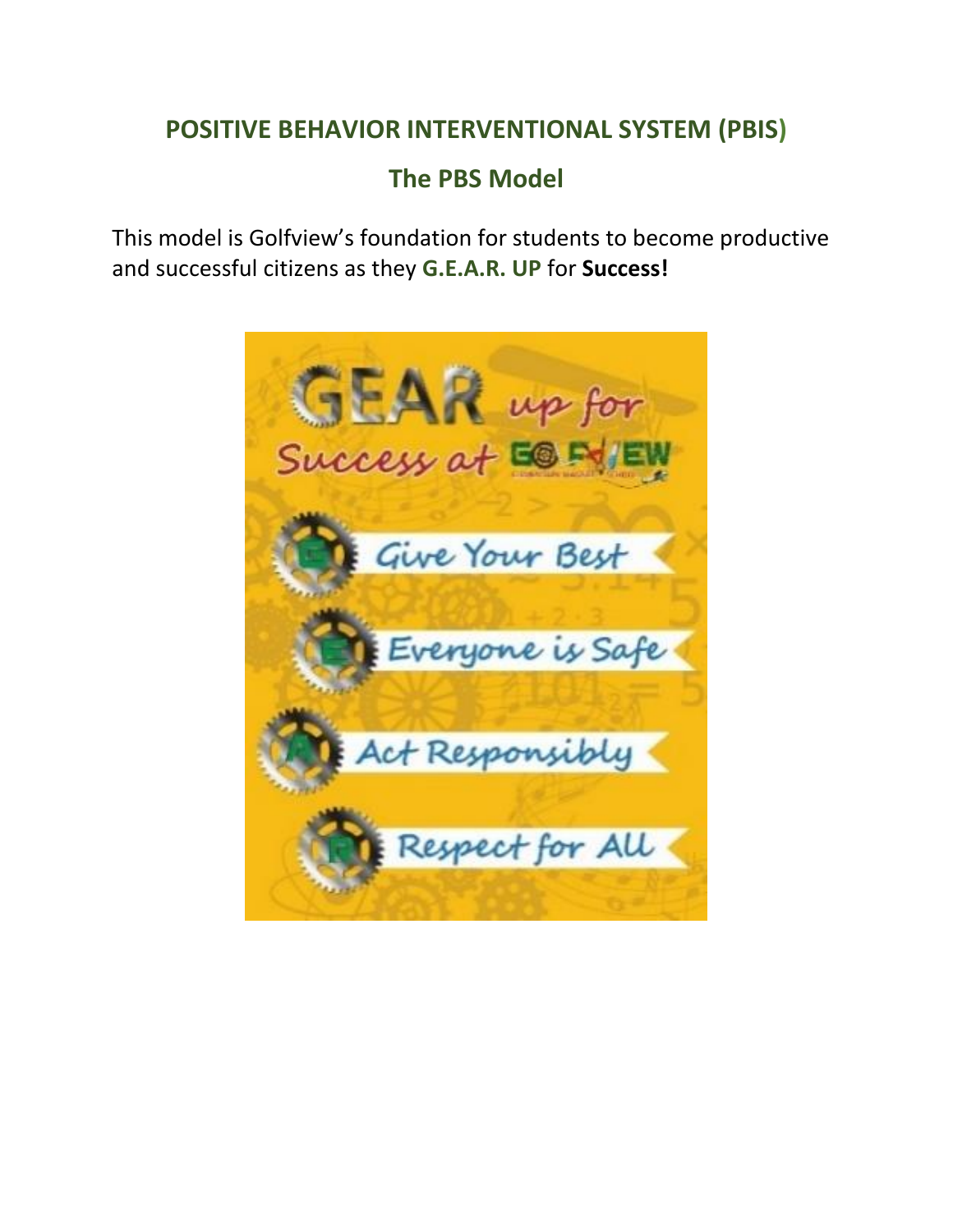## POSITIVE BEHAVIOR INTERVENTIONAL SYSTEM (PBIS)

### The PBS Model

This model is Golfview's foundation for students to become productive and successful citizens as they **G.E.A.R. UP** for **Success!**

GEAR up for Success at Golfview

- **G** Give Your Best
- **E** Everyone is Safe
- **A** Act Responsibly
- **R** Respect for All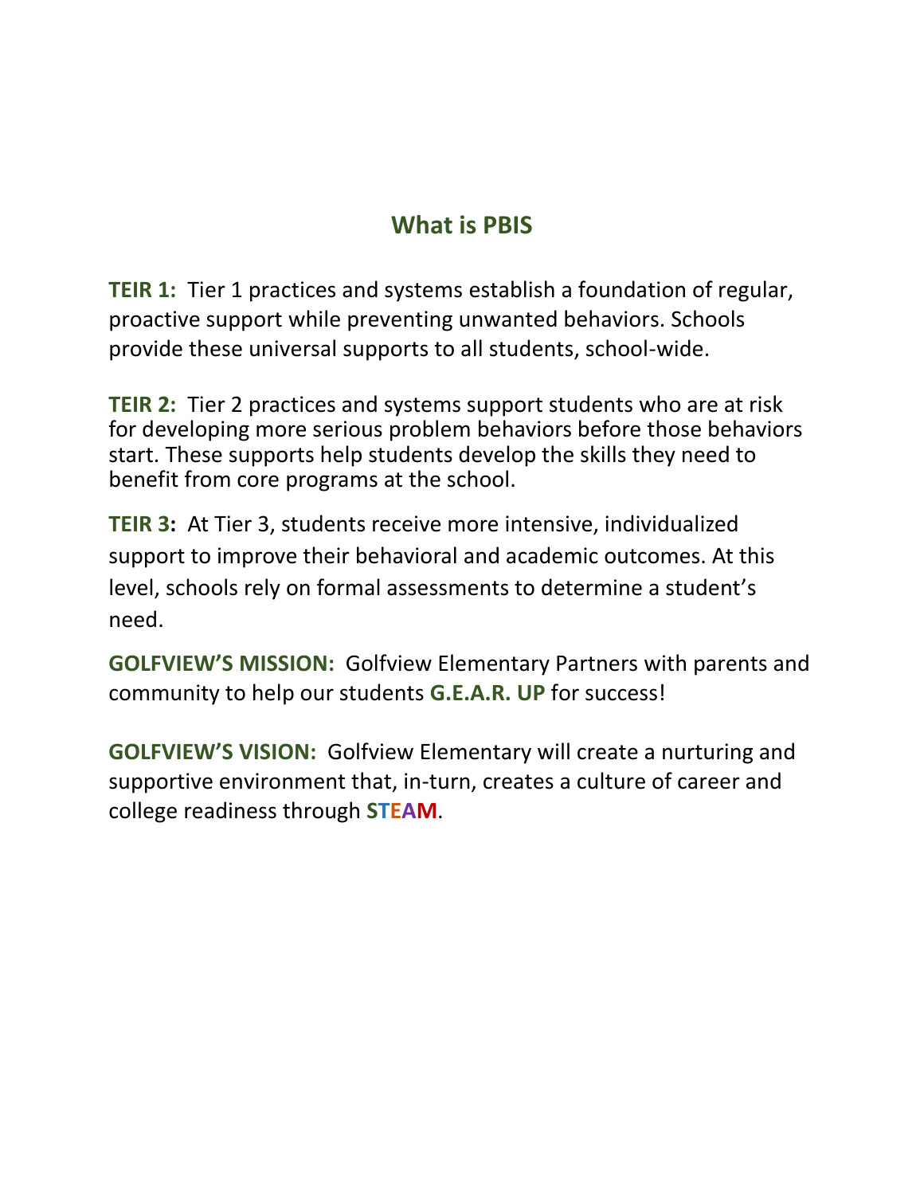## What is PBIS

**TEIR 1:** Tier 1 practices and systems establish a foundation of regular, proactive support while preventing unwanted behaviors. Schools provide these universal supports to all students, school-wide.

**TEIR 2:** Tier 2 practices and systems support students who are at risk for developing more serious problem behaviors before those behaviors start. These supports help students develop the skills they need to benefit from core programs at the school.

**TEIR 3:** At Tier 3, students receive more intensive, individualized support to improve their behavioral and academic outcomes. At this level, schools rely on formal assessments to determine a student's need.

**GOLFVIEW'S MISSION:** Golfview Elementary Partners with parents and community to help our students **G.E.A.R. UP** for success!

**GOLFVIEW'S VISION:** Golfview Elementary will create a nurturing and supportive environment that, in-turn, creates a culture of career and college readiness through **STEAM**.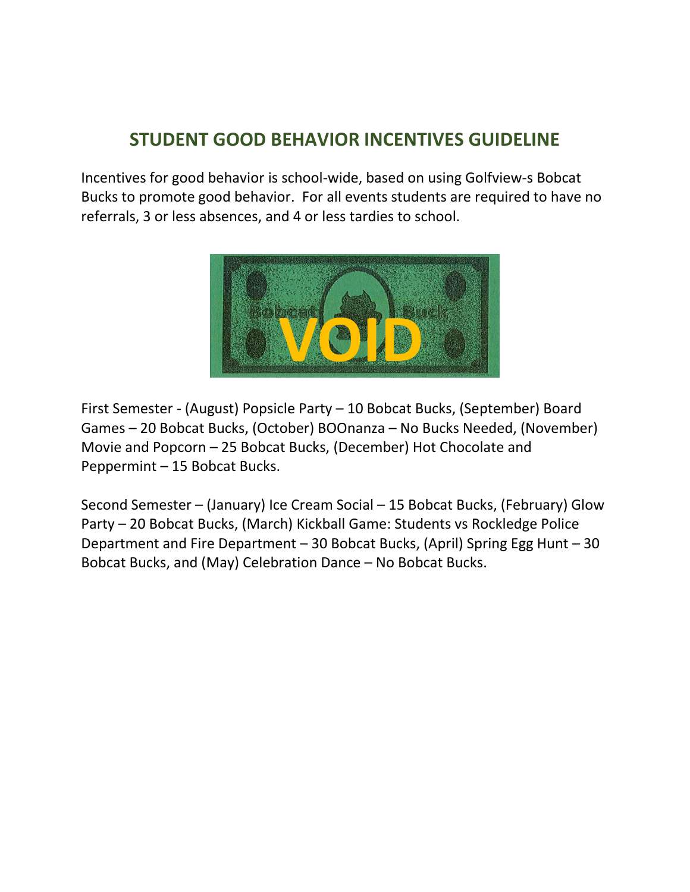## STUDENT GOOD BEHAVIOR INCENTIVES GUIDELINE

Incentives for good behavior is school-wide, based on using Golfview-s Bobcat Bucks to promote good behavior. For all events students are required to have no referrals, 3 or less absences, and 4 or less tardies to school.

First Semester - (August) Popsicle Party – 10 Bobcat Bucks, (September) Board Games – 20 Bobcat Bucks, (October) BOOnanza – No Bucks Needed, (November) Movie and Popcorn – 25 Bobcat Bucks, (December) Hot Chocolate and Peppermint – 15 Bobcat Bucks.

Second Semester – (January) Ice Cream Social – 15 Bobcat Bucks, (February) Glow Party – 20 Bobcat Bucks, (March) Kickball Game: Students vs Rockledge Police Department and Fire Department – 30 Bobcat Bucks, (April) Spring Egg Hunt – 30 Bobcat Bucks, and (May) Celebration Dance – No Bobcat Bucks.